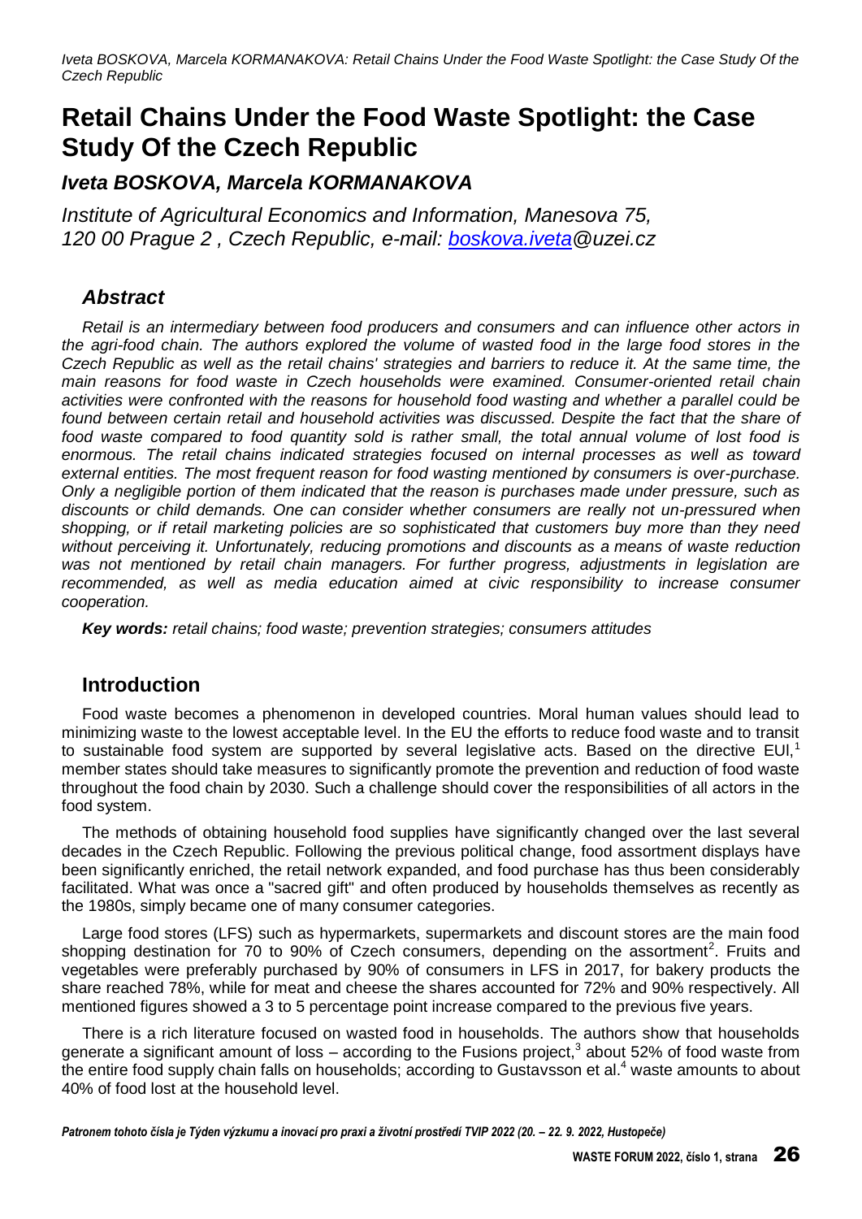# Retail Chains Under the Food Waste Spotlight: the Case Study Of the Czech Republic

## *Iveta BOSKOVA, Marcela KORMANAKOVA*

*Institute of Agricultural Economics and Information, Manesova 75, 120 00 Prague 2 , Czech Republic, e-mail: boskova.iveta@uzei.cz*

### *Abstract*

*Retail is an intermediary between food producers and consumers and can influence other actors in the agri-food chain. The authors explored the volume of wasted food in the large food stores in the Czech Republic as well as the retail chains' strategies and barriers to reduce it. At the same time, the main reasons for food waste in Czech households were examined. Consumer-oriented retail chain activities were confronted with the reasons for household food wasting and whether a parallel could be found between certain retail and household activities was discussed. Despite the fact that the share of food waste compared to food quantity sold is rather small, the total annual volume of lost food is enormous. The retail chains indicated strategies focused on internal processes as well as toward external entities. The most frequent reason for food wasting mentioned by consumers is over-purchase. Only a negligible portion of them indicated that the reason is purchases made under pressure, such as discounts or child demands. One can consider whether consumers are really not un-pressured when shopping, or if retail marketing policies are so sophisticated that customers buy more than they need without perceiving it. Unfortunately, reducing promotions and discounts as a means of waste reduction was not mentioned by retail chain managers. For further progress, adjustments in legislation are recommended, as well as media education aimed at civic responsibility to increase consumer cooperation.*

***Key words:*** *retail chains; food waste; prevention strategies; consumers attitudes*

## Introduction

Food waste becomes a phenomenon in developed countries. Moral human values should lead to minimizing waste to the lowest acceptable level. In the EU the efforts to reduce food waste and to transit to sustainable food system are supported by several legislative acts. Based on the directive EUl,[1] member states should take measures to significantly promote the prevention and reduction of food waste throughout the food chain by 2030. Such a challenge should cover the responsibilities of all actors in the food system.

The methods of obtaining household food supplies have significantly changed over the last several decades in the Czech Republic. Following the previous political change, food assortment displays have been significantly enriched, the retail network expanded, and food purchase has thus been considerably facilitated. What was once a "sacred gift" and often produced by households themselves as recently as the 1980s, simply became one of many consumer categories.

Large food stores (LFS) such as hypermarkets, supermarkets and discount stores are the main food shopping destination for 70 to 90% of Czech consumers, depending on the assortment[2]. Fruits and vegetables were preferably purchased by 90% of consumers in LFS in 2017, for bakery products the share reached 78%, while for meat and cheese the shares accounted for 72% and 90% respectively. All mentioned figures showed a 3 to 5 percentage point increase compared to the previous five years.

There is a rich literature focused on wasted food in households. The authors show that households generate a significant amount of loss – according to the Fusions project,[3] about 52% of food waste from the entire food supply chain falls on households; according to Gustavsson et al.[4] waste amounts to about 40% of food lost at the household level.

*Patronem tohoto čísla je Týden výzkumu a inovací pro praxi a životní prostředí TVIP 2022 (20. – 22. 9. 2022, Hustopeče)*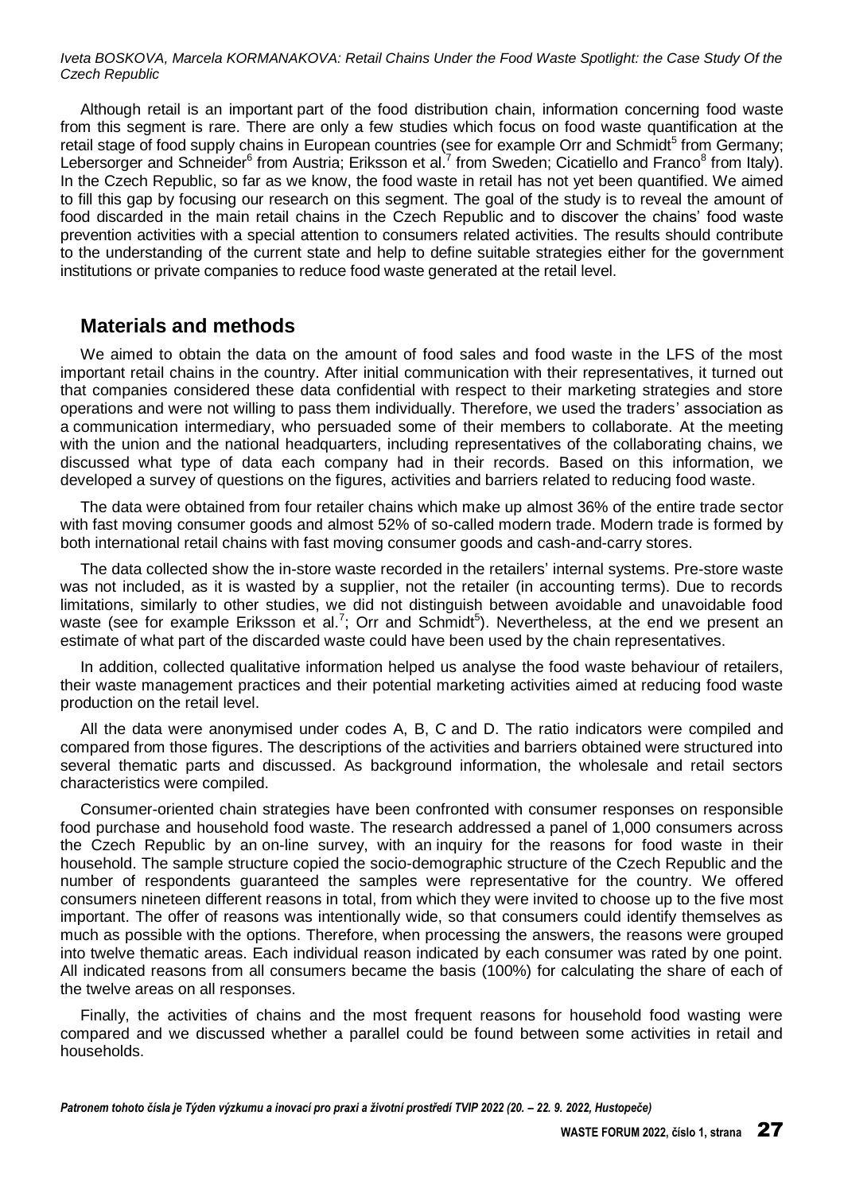Although retail is an important part of the food distribution chain, information concerning food waste from this segment is rare. There are only a few studies which focus on food waste quantification at the retail stage of food supply chains in European countries (see for example Orr and Schmidt[5] from Germany; Lebersorger and Schneider[6] from Austria; Eriksson et al.[7] from Sweden; Cicatiello and Franco[8] from Italy). In the Czech Republic, so far as we know, the food waste in retail has not yet been quantified. We aimed to fill this gap by focusing our research on this segment. The goal of the study is to reveal the amount of food discarded in the main retail chains in the Czech Republic and to discover the chains' food waste prevention activities with a special attention to consumers related activities. The results should contribute to the understanding of the current state and help to define suitable strategies either for the government institutions or private companies to reduce food waste generated at the retail level.

## Materials and methods

We aimed to obtain the data on the amount of food sales and food waste in the LFS of the most important retail chains in the country. After initial communication with their representatives, it turned out that companies considered these data confidential with respect to their marketing strategies and store operations and were not willing to pass them individually. Therefore, we used the traders' association as a communication intermediary, who persuaded some of their members to collaborate. At the meeting with the union and the national headquarters, including representatives of the collaborating chains, we discussed what type of data each company had in their records. Based on this information, we developed a survey of questions on the figures, activities and barriers related to reducing food waste.

The data were obtained from four retailer chains which make up almost 36% of the entire trade sector with fast moving consumer goods and almost 52% of so-called modern trade. Modern trade is formed by both international retail chains with fast moving consumer goods and cash-and-carry stores.

The data collected show the in-store waste recorded in the retailers' internal systems. Pre-store waste was not included, as it is wasted by a supplier, not the retailer (in accounting terms). Due to records limitations, similarly to other studies, we did not distinguish between avoidable and unavoidable food waste (see for example Eriksson et al.[7]; Orr and Schmidt[5]). Nevertheless, at the end we present an estimate of what part of the discarded waste could have been used by the chain representatives.

In addition, collected qualitative information helped us analyse the food waste behaviour of retailers, their waste management practices and their potential marketing activities aimed at reducing food waste production on the retail level.

All the data were anonymised under codes A, B, C and D. The ratio indicators were compiled and compared from those figures. The descriptions of the activities and barriers obtained were structured into several thematic parts and discussed. As background information, the wholesale and retail sectors characteristics were compiled.

Consumer-oriented chain strategies have been confronted with consumer responses on responsible food purchase and household food waste. The research addressed a panel of 1,000 consumers across the Czech Republic by an on-line survey, with an inquiry for the reasons for food waste in their household. The sample structure copied the socio-demographic structure of the Czech Republic and the number of respondents guaranteed the samples were representative for the country. We offered consumers nineteen different reasons in total, from which they were invited to choose up to the five most important. The offer of reasons was intentionally wide, so that consumers could identify themselves as much as possible with the options. Therefore, when processing the answers, the reasons were grouped into twelve thematic areas. Each individual reason indicated by each consumer was rated by one point. All indicated reasons from all consumers became the basis (100%) for calculating the share of each of the twelve areas on all responses.

Finally, the activities of chains and the most frequent reasons for household food wasting were compared and we discussed whether a parallel could be found between some activities in retail and households.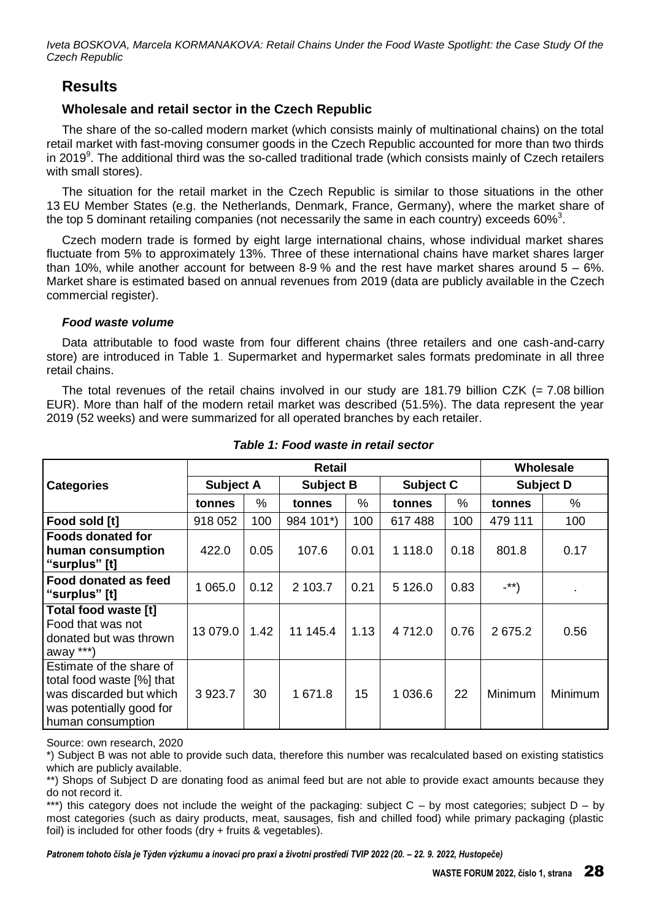## Results

### Wholesale and retail sector in the Czech Republic

The share of the so-called modern market (which consists mainly of multinational chains) on the total retail market with fast-moving consumer goods in the Czech Republic accounted for more than two thirds in 2019[9]. The additional third was the so-called traditional trade (which consists mainly of Czech retailers with small stores).

The situation for the retail market in the Czech Republic is similar to those situations in the other 13 EU Member States (e.g. the Netherlands, Denmark, France, Germany), where the market share of the top 5 dominant retailing companies (not necessarily the same in each country) exceeds 60%[3].

Czech modern trade is formed by eight large international chains, whose individual market shares fluctuate from 5% to approximately 13%. Three of these international chains have market shares larger than 10%, while another account for between 8-9 % and the rest have market shares around 5 – 6%. Market share is estimated based on annual revenues from 2019 (data are publicly available in the Czech commercial register).

#### *Food waste volume*

Data attributable to food waste from four different chains (three retailers and one cash-and-carry store) are introduced in Table 1. Supermarket and hypermarket sales formats predominate in all three retail chains.

The total revenues of the retail chains involved in our study are 181.79 billion CZK (= 7.08 billion EUR). More than half of the modern retail market was described (51.5%). The data represent the year 2019 (52 weeks) and were summarized for all operated branches by each retailer.

***Table 1: Food waste in retail sector***

| Categories | Retail | | | | | | Wholesale | |
|---|---|---|---|---|---|---|---|---|
| | Subject A | | Subject B | | Subject C | | Subject D | |
| | tonnes | % | tonnes | % | tonnes | % | tonnes | % |
| **Food sold [t]** | 918 052 | 100 | 984 101*) | 100 | 617 488 | 100 | 479 111 | 100 |
| **Foods donated for human consumption "surplus" [t]** | 422.0 | 0.05 | 107.6 | 0.01 | 1 118.0 | 0.18 | 801.8 | 0.17 |
| **Food donated as feed "surplus" [t]** | 1 065.0 | 0.12 | 2 103.7 | 0.21 | 5 126.0 | 0.83 | -**) | . |
| **Total food waste [t]** Food that was not donated but was thrown away ***) | 13 079.0 | 1.42 | 11 145.4 | 1.13 | 4 712.0 | 0.76 | 2 675.2 | 0.56 |
| Estimate of the share of total food waste [%] that was discarded but which was potentially good for human consumption | 3 923.7 | 30 | 1 671.8 | 15 | 1 036.6 | 22 | Minimum | Minimum |

Source: own research, 2020

*) Subject B was not able to provide such data, therefore this number was recalculated based on existing statistics which are publicly available.

**) Shops of Subject D are donating food as animal feed but are not able to provide exact amounts because they do not record it.

***) this category does not include the weight of the packaging: subject C – by most categories; subject D – by most categories (such as dairy products, meat, sausages, fish and chilled food) while primary packaging (plastic foil) is included for other foods (dry + fruits & vegetables).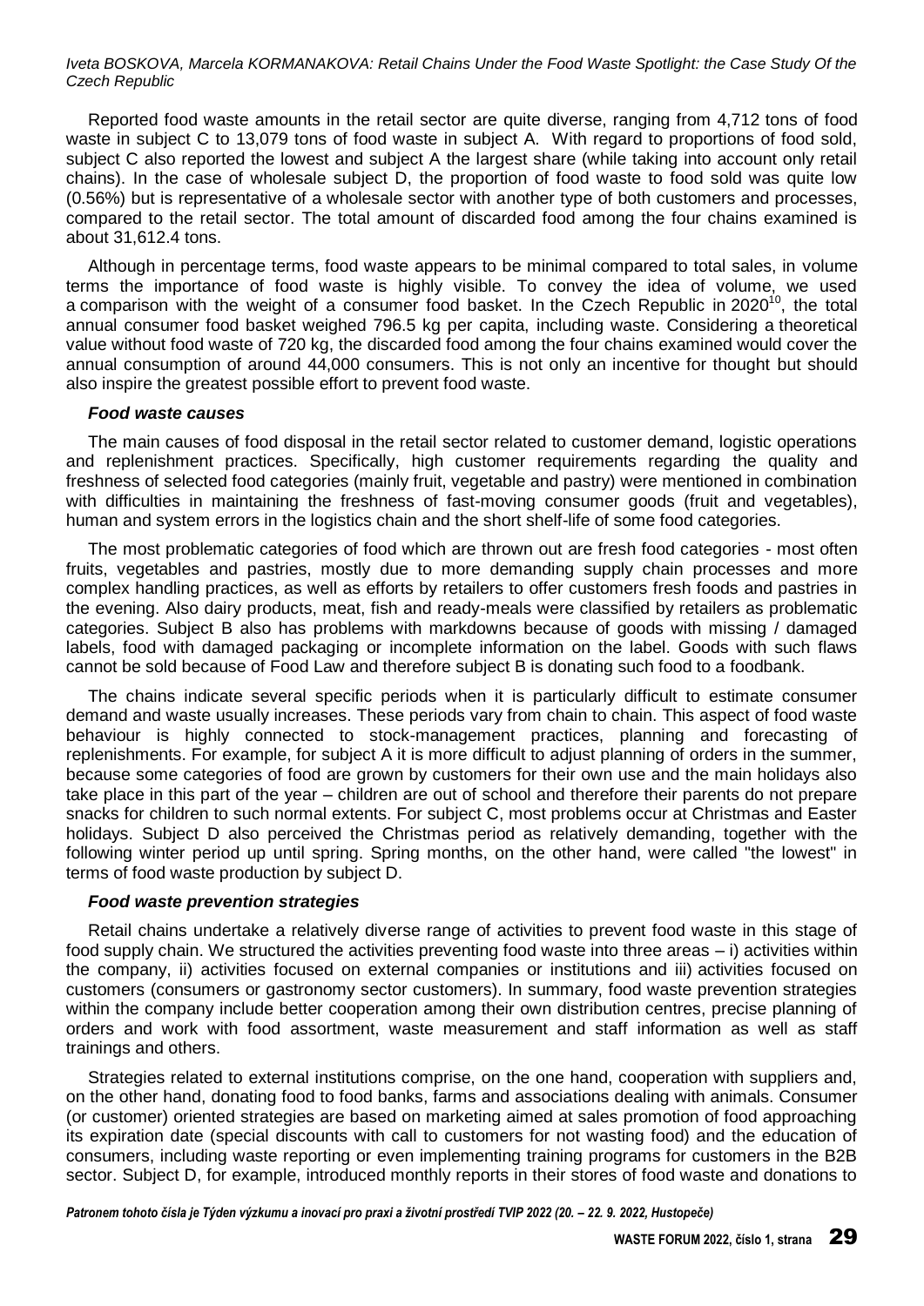Reported food waste amounts in the retail sector are quite diverse, ranging from 4,712 tons of food waste in subject C to 13,079 tons of food waste in subject A. With regard to proportions of food sold, subject C also reported the lowest and subject A the largest share (while taking into account only retail chains). In the case of wholesale subject D, the proportion of food waste to food sold was quite low (0.56%) but is representative of a wholesale sector with another type of both customers and processes, compared to the retail sector. The total amount of discarded food among the four chains examined is about 31,612.4 tons.

Although in percentage terms, food waste appears to be minimal compared to total sales, in volume terms the importance of food waste is highly visible. To convey the idea of volume, we used a comparison with the weight of a consumer food basket. In the Czech Republic in 2020[10], the total annual consumer food basket weighed 796.5 kg per capita, including waste. Considering a theoretical value without food waste of 720 kg, the discarded food among the four chains examined would cover the annual consumption of around 44,000 consumers. This is not only an incentive for thought but should also inspire the greatest possible effort to prevent food waste.

***Food waste causes***

The main causes of food disposal in the retail sector related to customer demand, logistic operations and replenishment practices. Specifically, high customer requirements regarding the quality and freshness of selected food categories (mainly fruit, vegetable and pastry) were mentioned in combination with difficulties in maintaining the freshness of fast-moving consumer goods (fruit and vegetables), human and system errors in the logistics chain and the short shelf-life of some food categories.

The most problematic categories of food which are thrown out are fresh food categories - most often fruits, vegetables and pastries, mostly due to more demanding supply chain processes and more complex handling practices, as well as efforts by retailers to offer customers fresh foods and pastries in the evening. Also dairy products, meat, fish and ready-meals were classified by retailers as problematic categories. Subject B also has problems with markdowns because of goods with missing / damaged labels, food with damaged packaging or incomplete information on the label. Goods with such flaws cannot be sold because of Food Law and therefore subject B is donating such food to a foodbank.

The chains indicate several specific periods when it is particularly difficult to estimate consumer demand and waste usually increases. These periods vary from chain to chain. This aspect of food waste behaviour is highly connected to stock-management practices, planning and forecasting of replenishments. For example, for subject A it is more difficult to adjust planning of orders in the summer, because some categories of food are grown by customers for their own use and the main holidays also take place in this part of the year – children are out of school and therefore their parents do not prepare snacks for children to such normal extents. For subject C, most problems occur at Christmas and Easter holidays. Subject D also perceived the Christmas period as relatively demanding, together with the following winter period up until spring. Spring months, on the other hand, were called "the lowest" in terms of food waste production by subject D.

***Food waste prevention strategies***

Retail chains undertake a relatively diverse range of activities to prevent food waste in this stage of food supply chain. We structured the activities preventing food waste into three areas – i) activities within the company, ii) activities focused on external companies or institutions and iii) activities focused on customers (consumers or gastronomy sector customers). In summary, food waste prevention strategies within the company include better cooperation among their own distribution centres, precise planning of orders and work with food assortment, waste measurement and staff information as well as staff trainings and others.

Strategies related to external institutions comprise, on the one hand, cooperation with suppliers and, on the other hand, donating food to food banks, farms and associations dealing with animals. Consumer (or customer) oriented strategies are based on marketing aimed at sales promotion of food approaching its expiration date (special discounts with call to customers for not wasting food) and the education of consumers, including waste reporting or even implementing training programs for customers in the B2B sector. Subject D, for example, introduced monthly reports in their stores of food waste and donations to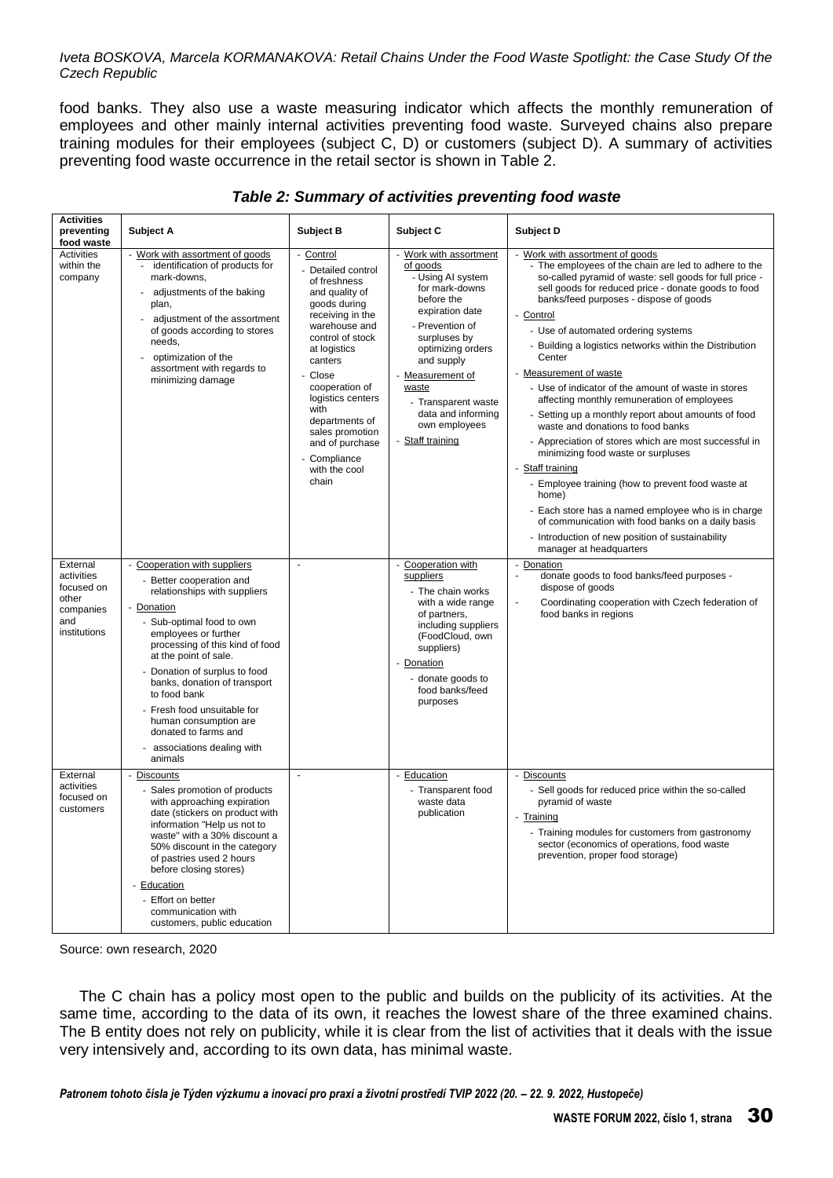food banks. They also use a waste measuring indicator which affects the monthly remuneration of employees and other mainly internal activities preventing food waste. Surveyed chains also prepare training modules for their employees (subject C, D) or customers (subject D). A summary of activities preventing food waste occurrence in the retail sector is shown in Table 2.

***Table 2: Summary of activities preventing food waste***

| Activities preventing food waste | Subject A | Subject B | Subject C | Subject D |
|---|---|---|---|---|
| Activities within the company | - Work with assortment of goods<br>- identification of products for mark-downs,<br>- adjustments of the baking plan,<br>- adjustment of the assortment of goods according to stores needs,<br>- optimization of the assortment with regards to minimizing damage | - Control<br>- Detailed control of freshness and quality of goods during receiving in the warehouse and control of stock at logistics canters<br>- Close cooperation of logistics centers with departments of sales promotion and of purchase<br>- Compliance with the cool chain | - Work with assortment of goods<br>- Using AI system for mark-downs before the expiration date<br>- Prevention of surpluses by optimizing orders and supply<br>- Measurement of waste<br>- Transparent waste data and informing own employees<br>- Staff training | - Work with assortment of goods<br>- The employees of the chain are led to adhere to the so-called pyramid of waste: sell goods for full price - sell goods for reduced price - donate goods to food banks/feed purposes - dispose of goods<br>- Control<br>- Use of automated ordering systems<br>- Building a logistics networks within the Distribution Center<br>- Measurement of waste<br>- Use of indicator of the amount of waste in stores affecting monthly remuneration of employees<br>- Setting up a monthly report about amounts of food waste and donations to food banks<br>- Appreciation of stores which are most successful in minimizing food waste or surpluses<br>- Staff training<br>- Employee training (how to prevent food waste at home)<br>- Each store has a named employee who is in charge of communication with food banks on a daily basis<br>- Introduction of new position of sustainability manager at headquarters |
| External activities focused on other companies and institutions | - Cooperation with suppliers<br>- Better cooperation and relationships with suppliers<br>- Donation<br>- Sub-optimal food to own employees or further processing of this kind of food at the point of sale.<br>- Donation of surplus to food banks, donation of transport to food bank<br>- Fresh food unsuitable for human consumption are donated to farms and<br>- associations dealing with animals | - | - Cooperation with suppliers<br>- The chain works with a wide range of partners, including suppliers (FoodCloud, own suppliers)<br>- Donation<br>- donate goods to food banks/feed purposes | - Donation<br>- donate goods to food banks/feed purposes - dispose of goods<br>- Coordinating cooperation with Czech federation of food banks in regions |
| External activities focused on customers | - Discounts<br>- Sales promotion of products with approaching expiration date (stickers on product with information "Help us not to waste" with a 30% discount a 50% discount in the category of pastries used 2 hours before closing stores)<br>- Education<br>- Effort on better communication with customers, public education | - | - Education<br>- Transparent food waste data publication | - Discounts<br>- Sell goods for reduced price within the so-called pyramid of waste<br>- Training<br>- Training modules for customers from gastronomy sector (economics of operations, food waste prevention, proper food storage) |

Source: own research, 2020

The C chain has a policy most open to the public and builds on the publicity of its activities. At the same time, according to the data of its own, it reaches the lowest share of the three examined chains. The B entity does not rely on publicity, while it is clear from the list of activities that it deals with the issue very intensively and, according to its own data, has minimal waste.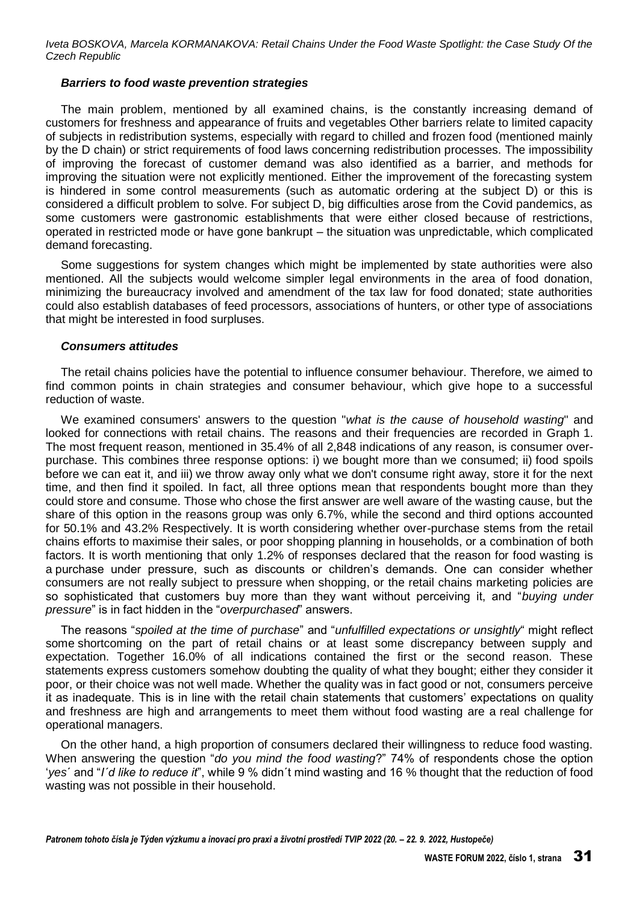### *Barriers to food waste prevention strategies*

The main problem, mentioned by all examined chains, is the constantly increasing demand of customers for freshness and appearance of fruits and vegetables Other barriers relate to limited capacity of subjects in redistribution systems, especially with regard to chilled and frozen food (mentioned mainly by the D chain) or strict requirements of food laws concerning redistribution processes. The impossibility of improving the forecast of customer demand was also identified as a barrier, and methods for improving the situation were not explicitly mentioned. Either the improvement of the forecasting system is hindered in some control measurements (such as automatic ordering at the subject D) or this is considered a difficult problem to solve. For subject D, big difficulties arose from the Covid pandemics, as some customers were gastronomic establishments that were either closed because of restrictions, operated in restricted mode or have gone bankrupt – the situation was unpredictable, which complicated demand forecasting.

Some suggestions for system changes which might be implemented by state authorities were also mentioned. All the subjects would welcome simpler legal environments in the area of food donation, minimizing the bureaucracy involved and amendment of the tax law for food donated; state authorities could also establish databases of feed processors, associations of hunters, or other type of associations that might be interested in food surpluses.

### *Consumers attitudes*

The retail chains policies have the potential to influence consumer behaviour. Therefore, we aimed to find common points in chain strategies and consumer behaviour, which give hope to a successful reduction of waste.

We examined consumers' answers to the question "*what is the cause of household wasting*" and looked for connections with retail chains. The reasons and their frequencies are recorded in Graph 1. The most frequent reason, mentioned in 35.4% of all 2,848 indications of any reason, is consumer over-purchase. This combines three response options: i) we bought more than we consumed; ii) food spoils before we can eat it, and iii) we throw away only what we don't consume right away, store it for the next time, and then find it spoiled. In fact, all three options mean that respondents bought more than they could store and consume. Those who chose the first answer are well aware of the wasting cause, but the share of this option in the reasons group was only 6.7%, while the second and third options accounted for 50.1% and 43.2% Respectively. It is worth considering whether over-purchase stems from the retail chains efforts to maximise their sales, or poor shopping planning in households, or a combination of both factors. It is worth mentioning that only 1.2% of responses declared that the reason for food wasting is a purchase under pressure, such as discounts or children's demands. One can consider whether consumers are not really subject to pressure when shopping, or the retail chains marketing policies are so sophisticated that customers buy more than they want without perceiving it, and "*buying under pressure*" is in fact hidden in the "*overpurchased*" answers.

The reasons "*spoiled at the time of purchase*" and "*unfulfilled expectations or unsightly*" might reflect some shortcoming on the part of retail chains or at least some discrepancy between supply and expectation. Together 16.0% of all indications contained the first or the second reason. These statements express customers somehow doubting the quality of what they bought; either they consider it poor, or their choice was not well made. Whether the quality was in fact good or not, consumers perceive it as inadequate. This is in line with the retail chain statements that customers' expectations on quality and freshness are high and arrangements to meet them without food wasting are a real challenge for operational managers.

On the other hand, a high proportion of consumers declared their willingness to reduce food wasting. When answering the question "*do you mind the food wasting*?" 74% of respondents chose the option '*yes*´ and "*I´d like to reduce it*", while 9 % didn´t mind wasting and 16 % thought that the reduction of food wasting was not possible in their household.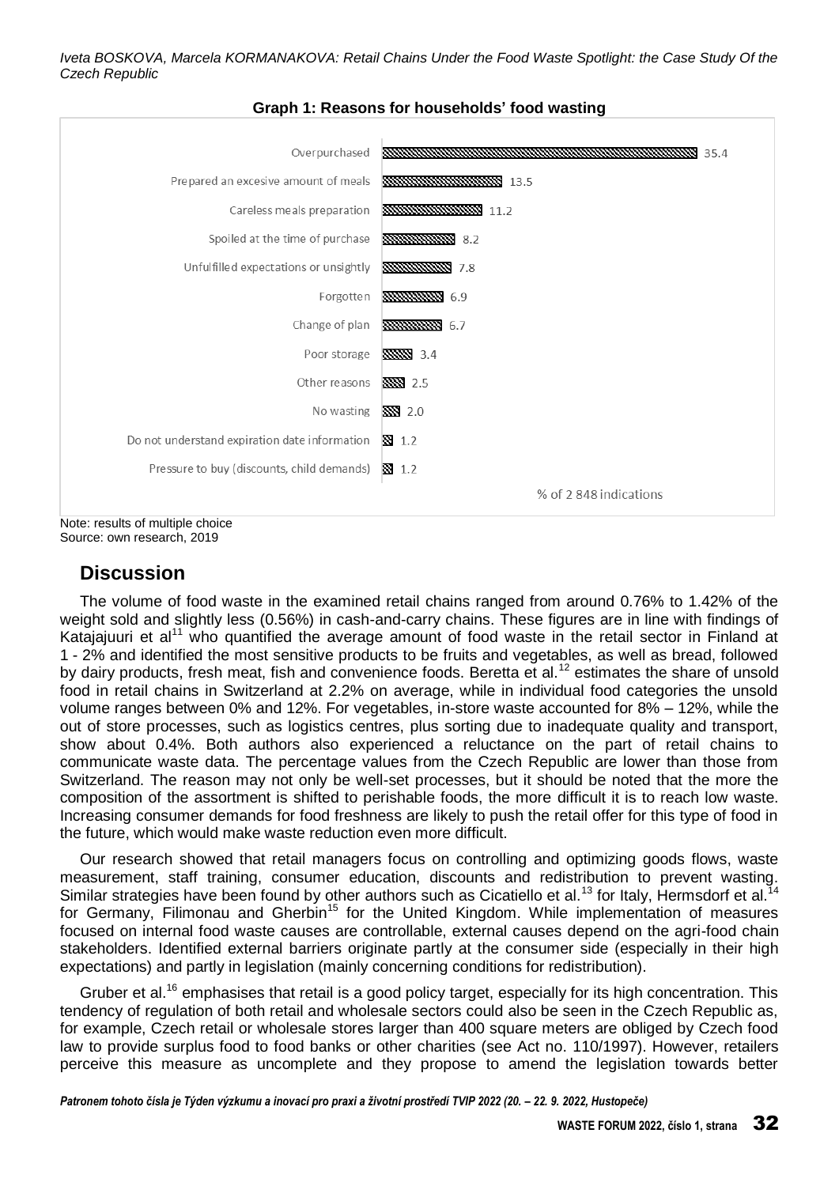**Graph 1: Reasons for households' food wasting**

| Reason | % of 2 848 indications |
|---|---|
| Overpurchased | 35.4 |
| Prepared an excesive amount of meals | 13.5 |
| Careless meals preparation | 11.2 |
| Spoiled at the time of purchase | 8.2 |
| Unfulfilled expectations or unsightly | 7.8 |
| Forgotten | 6.9 |
| Change of plan | 6.7 |
| Poor storage | 3.4 |
| Other reasons | 2.5 |
| No wasting | 2.0 |
| Do not understand expiration date information | 1.2 |
| Pressure to buy (discounts, child demands) | 1.2 |

Note: results of multiple choice
Source: own research, 2019

## Discussion

The volume of food waste in the examined retail chains ranged from around 0.76% to 1.42% of the weight sold and slightly less (0.56%) in cash-and-carry chains. These figures are in line with findings of Katajajuuri et al[11] who quantified the average amount of food waste in the retail sector in Finland at 1 - 2% and identified the most sensitive products to be fruits and vegetables, as well as bread, followed by dairy products, fresh meat, fish and convenience foods. Beretta et al.[12] estimates the share of unsold food in retail chains in Switzerland at 2.2% on average, while in individual food categories the unsold volume ranges between 0% and 12%. For vegetables, in-store waste accounted for 8% – 12%, while the out of store processes, such as logistics centres, plus sorting due to inadequate quality and transport, show about 0.4%. Both authors also experienced a reluctance on the part of retail chains to communicate waste data. The percentage values from the Czech Republic are lower than those from Switzerland. The reason may not only be well-set processes, but it should be noted that the more the composition of the assortment is shifted to perishable foods, the more difficult it is to reach low waste. Increasing consumer demands for food freshness are likely to push the retail offer for this type of food in the future, which would make waste reduction even more difficult.

Our research showed that retail managers focus on controlling and optimizing goods flows, waste measurement, staff training, consumer education, discounts and redistribution to prevent wasting. Similar strategies have been found by other authors such as Cicatiello et al.[13] for Italy, Hermsdorf et al.[14] for Germany, Filimonau and Gherbin[15] for the United Kingdom. While implementation of measures focused on internal food waste causes are controllable, external causes depend on the agri-food chain stakeholders. Identified external barriers originate partly at the consumer side (especially in their high expectations) and partly in legislation (mainly concerning conditions for redistribution).

Gruber et al.[16] emphasises that retail is a good policy target, especially for its high concentration. This tendency of regulation of both retail and wholesale sectors could also be seen in the Czech Republic as, for example, Czech retail or wholesale stores larger than 400 square meters are obliged by Czech food law to provide surplus food to food banks or other charities (see Act no. 110/1997). However, retailers perceive this measure as uncomplete and they propose to amend the legislation towards better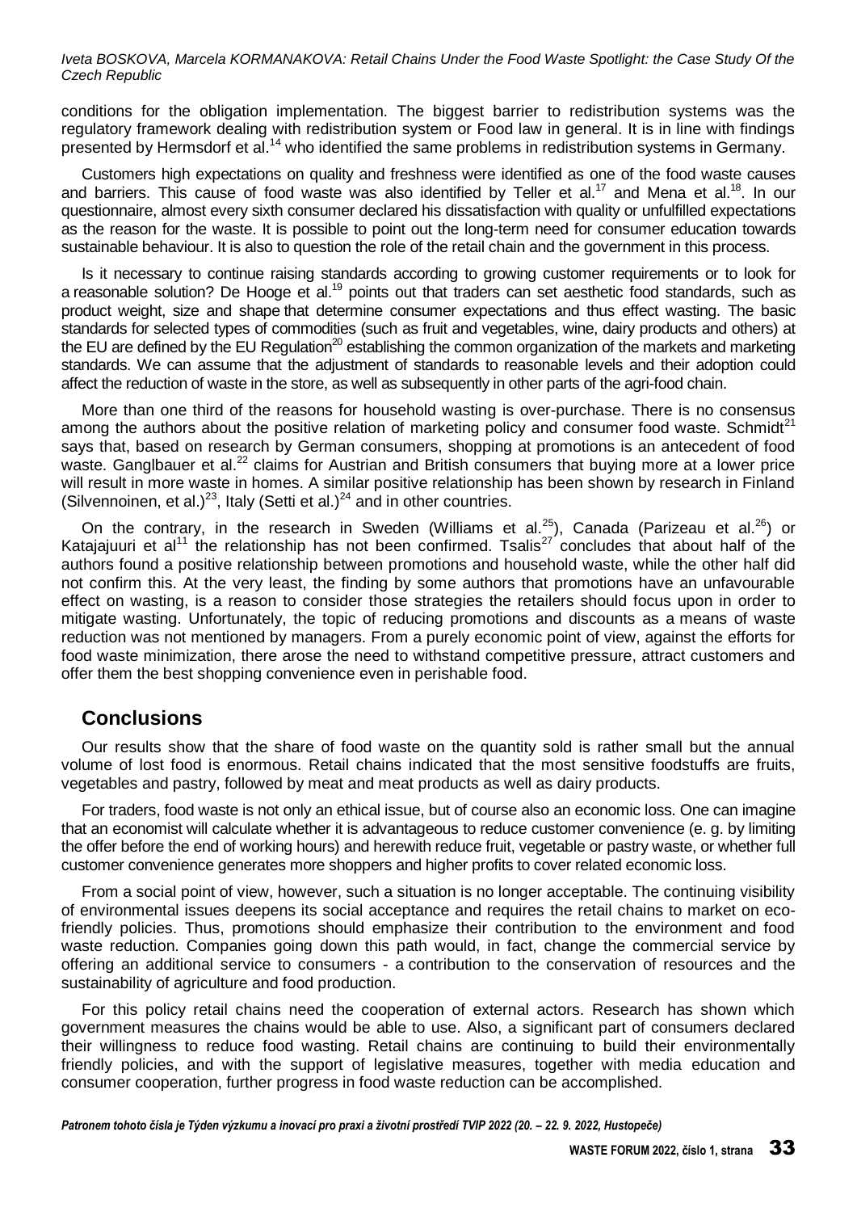conditions for the obligation implementation. The biggest barrier to redistribution systems was the regulatory framework dealing with redistribution system or Food law in general. It is in line with findings presented by Hermsdorf et al.[14] who identified the same problems in redistribution systems in Germany.

Customers high expectations on quality and freshness were identified as one of the food waste causes and barriers. This cause of food waste was also identified by Teller et al.[17] and Mena et al.[18]. In our questionnaire, almost every sixth consumer declared his dissatisfaction with quality or unfulfilled expectations as the reason for the waste. It is possible to point out the long-term need for consumer education towards sustainable behaviour. It is also to question the role of the retail chain and the government in this process.

Is it necessary to continue raising standards according to growing customer requirements or to look for a reasonable solution? De Hooge et al.[19] points out that traders can set aesthetic food standards, such as product weight, size and shape that determine consumer expectations and thus effect wasting. The basic standards for selected types of commodities (such as fruit and vegetables, wine, dairy products and others) at the EU are defined by the EU Regulation[20] establishing the common organization of the markets and marketing standards. We can assume that the adjustment of standards to reasonable levels and their adoption could affect the reduction of waste in the store, as well as subsequently in other parts of the agri-food chain.

More than one third of the reasons for household wasting is over-purchase. There is no consensus among the authors about the positive relation of marketing policy and consumer food waste. Schmidt[21] says that, based on research by German consumers, shopping at promotions is an antecedent of food waste. Ganglbauer et al.[22] claims for Austrian and British consumers that buying more at a lower price will result in more waste in homes. A similar positive relationship has been shown by research in Finland (Silvennoinen, et al.)[23], Italy (Setti et al.)[24] and in other countries.

On the contrary, in the research in Sweden (Williams et al.[25]), Canada (Parizeau et al.[26]) or Katajajuuri et al[11] the relationship has not been confirmed. Tsalis[27] concludes that about half of the authors found a positive relationship between promotions and household waste, while the other half did not confirm this. At the very least, the finding by some authors that promotions have an unfavourable effect on wasting, is a reason to consider those strategies the retailers should focus upon in order to mitigate wasting. Unfortunately, the topic of reducing promotions and discounts as a means of waste reduction was not mentioned by managers. From a purely economic point of view, against the efforts for food waste minimization, there arose the need to withstand competitive pressure, attract customers and offer them the best shopping convenience even in perishable food.

## Conclusions

Our results show that the share of food waste on the quantity sold is rather small but the annual volume of lost food is enormous. Retail chains indicated that the most sensitive foodstuffs are fruits, vegetables and pastry, followed by meat and meat products as well as dairy products.

For traders, food waste is not only an ethical issue, but of course also an economic loss. One can imagine that an economist will calculate whether it is advantageous to reduce customer convenience (e. g. by limiting the offer before the end of working hours) and herewith reduce fruit, vegetable or pastry waste, or whether full customer convenience generates more shoppers and higher profits to cover related economic loss.

From a social point of view, however, such a situation is no longer acceptable. The continuing visibility of environmental issues deepens its social acceptance and requires the retail chains to market on eco-friendly policies. Thus, promotions should emphasize their contribution to the environment and food waste reduction. Companies going down this path would, in fact, change the commercial service by offering an additional service to consumers - a contribution to the conservation of resources and the sustainability of agriculture and food production.

For this policy retail chains need the cooperation of external actors. Research has shown which government measures the chains would be able to use. Also, a significant part of consumers declared their willingness to reduce food wasting. Retail chains are continuing to build their environmentally friendly policies, and with the support of legislative measures, together with media education and consumer cooperation, further progress in food waste reduction can be accomplished.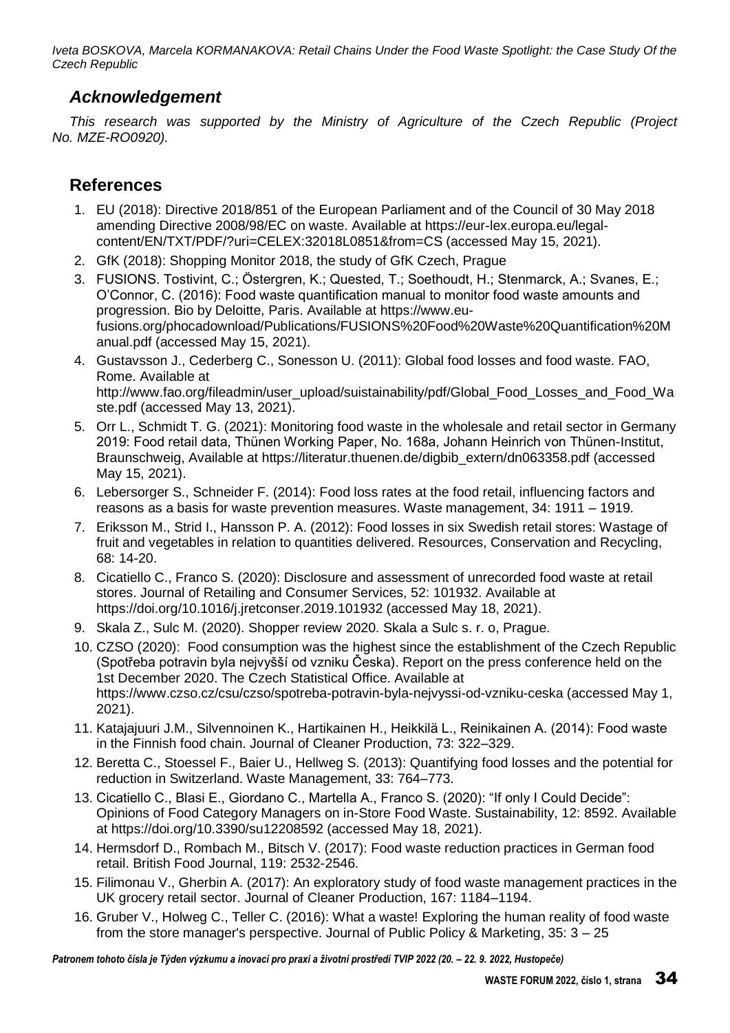## *Acknowledgement*

*This research was supported by the Ministry of Agriculture of the Czech Republic (Project No. MZE-RO0920).*

## References

1. EU (2018): Directive 2018/851 of the European Parliament and of the Council of 30 May 2018 amending Directive 2008/98/EC on waste. Available at https://eur-lex.europa.eu/legal-content/EN/TXT/PDF/?uri=CELEX:32018L0851&from=CS (accessed May 15, 2021).
2. GfK (2018): Shopping Monitor 2018, the study of GfK Czech, Prague
3. FUSIONS. Tostivint, C.; Östergren, K.; Quested, T.; Soethoudt, H.; Stenmarck, A.; Svanes, E.; O'Connor, C. (2016): Food waste quantification manual to monitor food waste amounts and progression. Bio by Deloitte, Paris. Available at https://www.eu-fusions.org/phocadownload/Publications/FUSIONS%20Food%20Waste%20Quantification%20Manual.pdf (accessed May 15, 2021).
4. Gustavsson J., Cederberg C., Sonesson U. (2011): Global food losses and food waste. FAO, Rome. Available at http://www.fao.org/fileadmin/user_upload/suistainability/pdf/Global_Food_Losses_and_Food_Waste.pdf (accessed May 13, 2021).
5. Orr L., Schmidt T. G. (2021): Monitoring food waste in the wholesale and retail sector in Germany 2019: Food retail data, Thünen Working Paper, No. 168a, Johann Heinrich von Thünen-Institut, Braunschweig, Available at https://literatur.thuenen.de/digbib_extern/dn063358.pdf (accessed May 15, 2021).
6. Lebersorger S., Schneider F. (2014): Food loss rates at the food retail, influencing factors and reasons as a basis for waste prevention measures. Waste management, 34: 1911 – 1919.
7. Eriksson M., Strid I., Hansson P. A. (2012): Food losses in six Swedish retail stores: Wastage of fruit and vegetables in relation to quantities delivered. Resources, Conservation and Recycling, 68: 14-20.
8. Cicatiello C., Franco S. (2020): Disclosure and assessment of unrecorded food waste at retail stores. Journal of Retailing and Consumer Services, 52: 101932. Available at https://doi.org/10.1016/j.jretconser.2019.101932 (accessed May 18, 2021).
9. Skala Z., Sulc M. (2020). Shopper review 2020. Skala a Sulc s. r. o, Prague.
10. CZSO (2020): Food consumption was the highest since the establishment of the Czech Republic (Spotřeba potravin byla nejvyšší od vzniku Česka). Report on the press conference held on the 1st December 2020. The Czech Statistical Office. Available at https://www.czso.cz/csu/czso/spotreba-potravin-byla-nejvyssi-od-vzniku-ceska (accessed May 1, 2021).
11. Katajajuuri J.M., Silvennoinen K., Hartikainen H., Heikkilä L., Reinikainen A. (2014): Food waste in the Finnish food chain. Journal of Cleaner Production, 73: 322–329.
12. Beretta C., Stoessel F., Baier U., Hellweg S. (2013): Quantifying food losses and the potential for reduction in Switzerland. Waste Management, 33: 764–773.
13. Cicatiello C., Blasi E., Giordano C., Martella A., Franco S. (2020): "If only I Could Decide": Opinions of Food Category Managers on in-Store Food Waste. Sustainability, 12: 8592. Available at https://doi.org/10.3390/su12208592 (accessed May 18, 2021).
14. Hermsdorf D., Rombach M., Bitsch V. (2017): Food waste reduction practices in German food retail. British Food Journal, 119: 2532-2546.
15. Filimonau V., Gherbin A. (2017): An exploratory study of food waste management practices in the UK grocery retail sector. Journal of Cleaner Production, 167: 1184–1194.
16. Gruber V., Holweg C., Teller C. (2016): What a waste! Exploring the human reality of food waste from the store manager's perspective. Journal of Public Policy & Marketing, 35: 3 – 25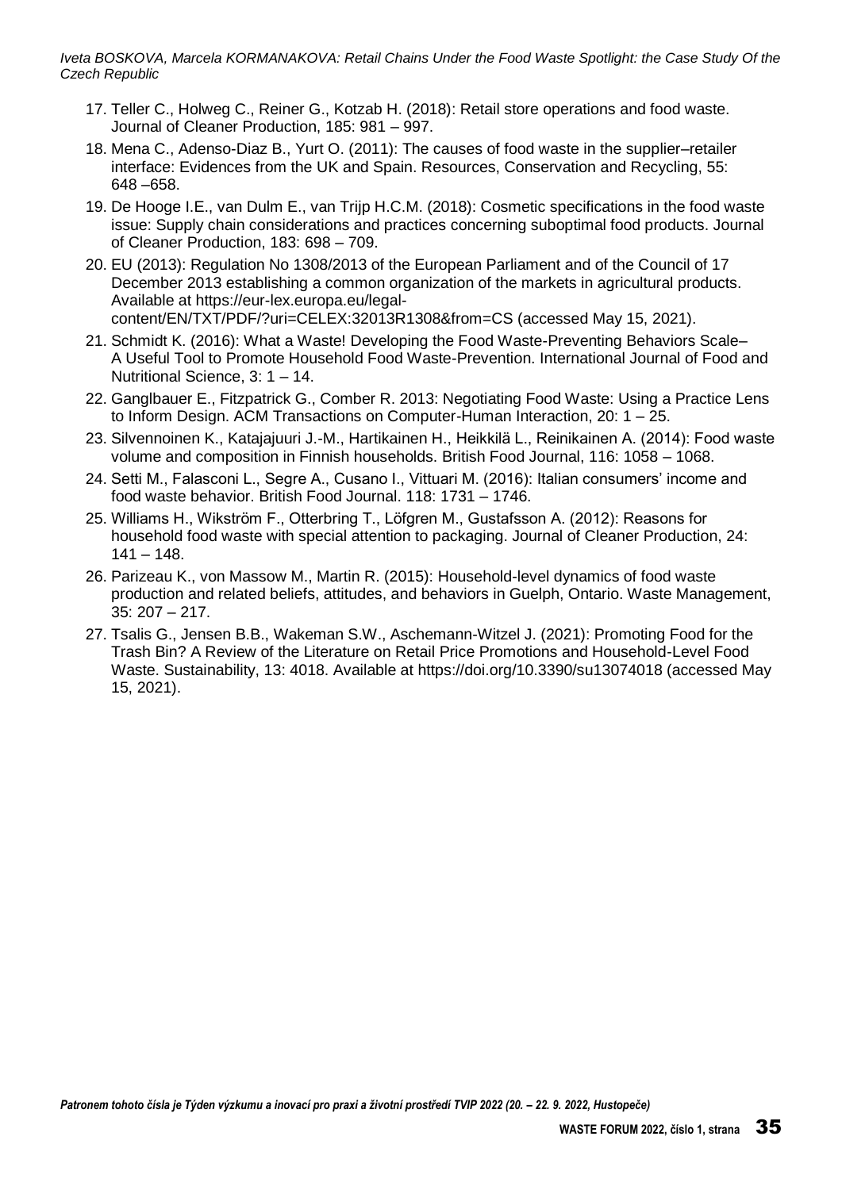17. Teller C., Holweg C., Reiner G., Kotzab H. (2018): Retail store operations and food waste. Journal of Cleaner Production, 185: 981 – 997.
18. Mena C., Adenso-Diaz B., Yurt O. (2011): The causes of food waste in the supplier–retailer interface: Evidences from the UK and Spain. Resources, Conservation and Recycling, 55: 648 –658.
19. De Hooge I.E., van Dulm E., van Trijp H.C.M. (2018): Cosmetic specifications in the food waste issue: Supply chain considerations and practices concerning suboptimal food products. Journal of Cleaner Production, 183: 698 – 709.
20. EU (2013): Regulation No 1308/2013 of the European Parliament and of the Council of 17 December 2013 establishing a common organization of the markets in agricultural products. Available at https://eur-lex.europa.eu/legal-content/EN/TXT/PDF/?uri=CELEX:32013R1308&from=CS (accessed May 15, 2021).
21. Schmidt K. (2016): What a Waste! Developing the Food Waste-Preventing Behaviors Scale– A Useful Tool to Promote Household Food Waste-Prevention. International Journal of Food and Nutritional Science, 3: 1 – 14.
22. Ganglbauer E., Fitzpatrick G., Comber R. 2013: Negotiating Food Waste: Using a Practice Lens to Inform Design. ACM Transactions on Computer-Human Interaction, 20: 1 – 25.
23. Silvennoinen K., Katajajuuri J.-M., Hartikainen H., Heikkilä L., Reinikainen A. (2014): Food waste volume and composition in Finnish households. British Food Journal, 116: 1058 – 1068.
24. Setti M., Falasconi L., Segre A., Cusano I., Vittuari M. (2016): Italian consumers' income and food waste behavior. British Food Journal. 118: 1731 – 1746.
25. Williams H., Wikström F., Otterbring T., Löfgren M., Gustafsson A. (2012): Reasons for household food waste with special attention to packaging. Journal of Cleaner Production, 24: 141 – 148.
26. Parizeau K., von Massow M., Martin R. (2015): Household-level dynamics of food waste production and related beliefs, attitudes, and behaviors in Guelph, Ontario. Waste Management, 35: 207 – 217.
27. Tsalis G., Jensen B.B., Wakeman S.W., Aschemann-Witzel J. (2021): Promoting Food for the Trash Bin? A Review of the Literature on Retail Price Promotions and Household-Level Food Waste. Sustainability, 13: 4018. Available at https://doi.org/10.3390/su13074018 (accessed May 15, 2021).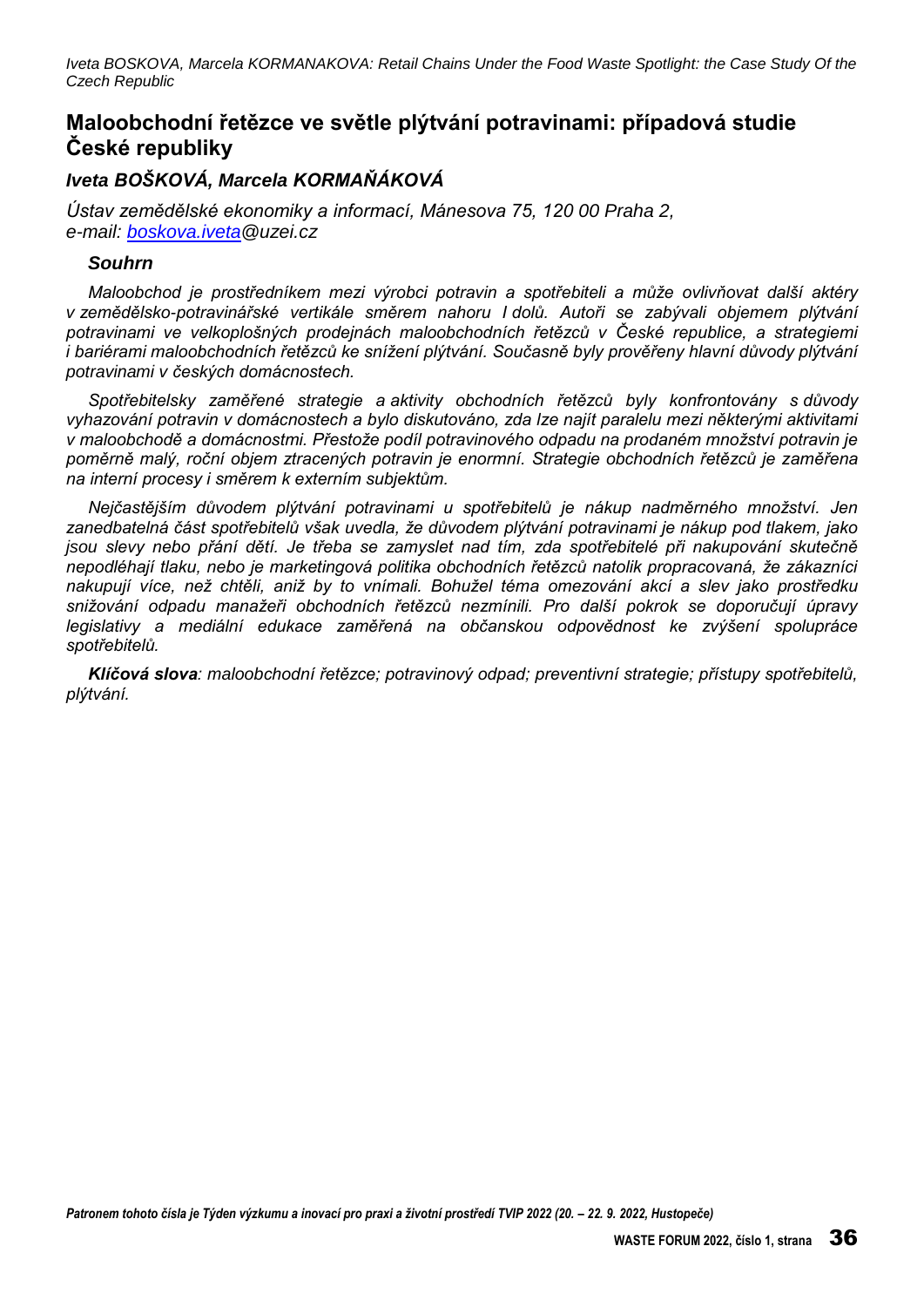# Maloobchodní řetězce ve světle plýtvání potravinami: případová studie České republiky

## *Iveta BOŠKOVÁ, Marcela KORMAŇÁKOVÁ*

*Ústav zemědělské ekonomiky a informací, Mánesova 75, 120 00 Praha 2, e-mail: boskova.iveta@uzei.cz*

### Souhrn

*Maloobchod je prostředníkem mezi výrobci potravin a spotřebiteli a může ovlivňovat další aktéry v zemědělsko-potravinářské vertikále směrem nahoru I dolů. Autoři se zabývali objemem plýtvání potravinami ve velkoplošných prodejnách maloobchodních řetězců v České republice, a strategiemi i bariérami maloobchodních řetězců ke snížení plýtvání. Současně byly prověřeny hlavní důvody plýtvání potravinami v českých domácnostech.*

*Spotřebitelsky zaměřené strategie a aktivity obchodních řetězců byly konfrontovány s důvody vyhazování potravin v domácnostech a bylo diskutováno, zda lze najít paralelu mezi některými aktivitami v maloobchodě a domácnostmi. Přestože podíl potravinového odpadu na prodaném množství potravin je poměrně malý, roční objem ztracených potravin je enormní. Strategie obchodních řetězců je zaměřena na interní procesy i směrem k externím subjektům.*

*Nejčastějším důvodem plýtvání potravinami u spotřebitelů je nákup nadměrného množství. Jen zanedbatelná část spotřebitelů však uvedla, že důvodem plýtvání potravinami je nákup pod tlakem, jako jsou slevy nebo přání dětí. Je třeba se zamyslet nad tím, zda spotřebitelé při nakupování skutečně nepodléhají tlaku, nebo je marketingová politika obchodních řetězců natolik propracovaná, že zákazníci nakupují více, než chtěli, aniž by to vnímali. Bohužel téma omezování akcí a slev jako prostředku snižování odpadu manažeři obchodních řetězců nezmínili. Pro další pokrok se doporučují úpravy legislativy a mediální edukace zaměřená na občanskou odpovědnost ke zvýšení spolupráce spotřebitelů.*

***Klíčová slova**: maloobchodní řetězce; potravinový odpad; preventivní strategie; přístupy spotřebitelů, plýtvání.*